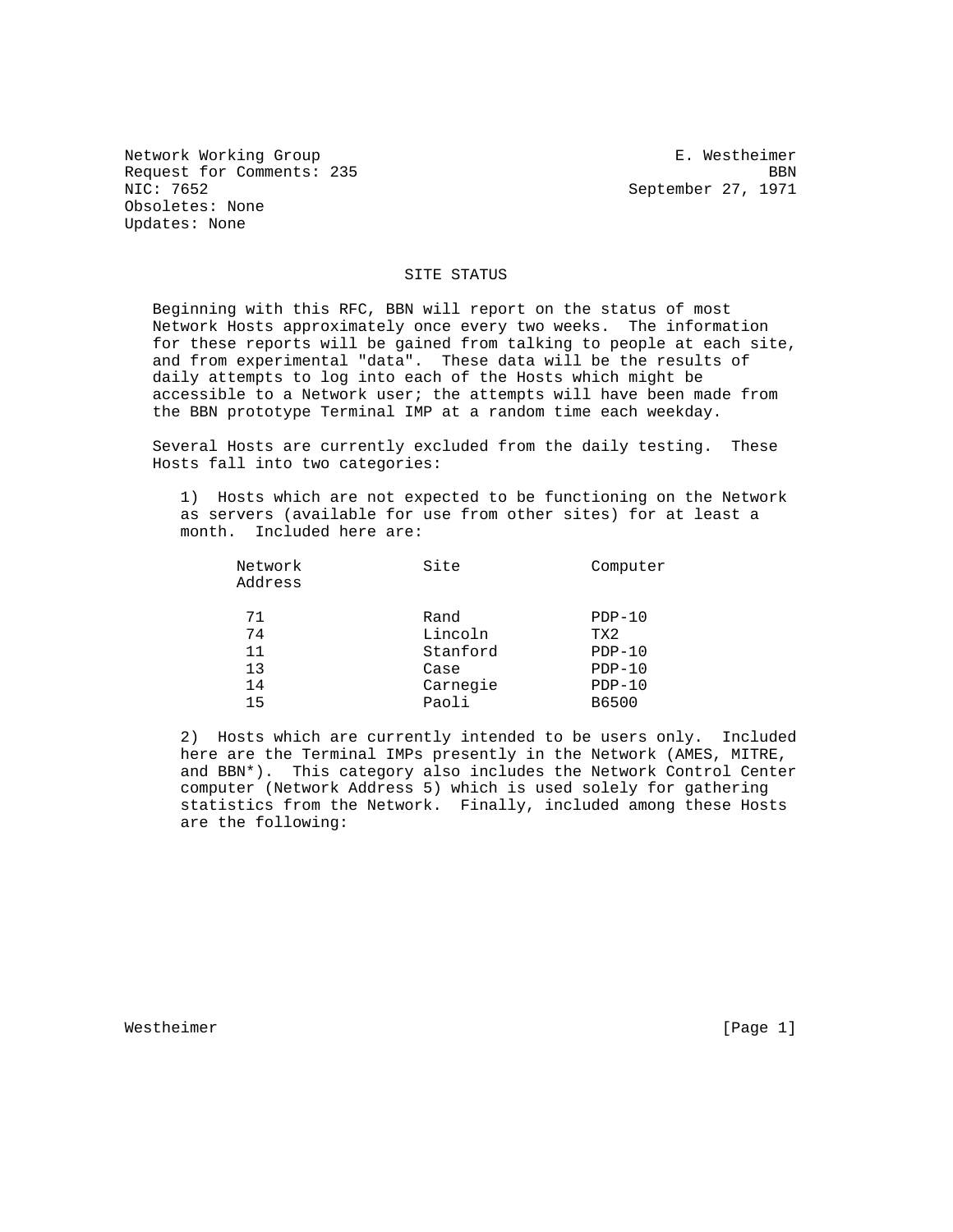Network Working Group E. Westheimer
Request for Comments: 235 BBN
NIC: 7652 September 27, 1971
Obsoletes: None
Updates: None

# SITE STATUS

Beginning with this RFC, BBN will report on the status of most Network Hosts approximately once every two weeks. The information for these reports will be gained from talking to people at each site, and from experimental "data". These data will be the results of daily attempts to log into each of the Hosts which might be accessible to a Network user; the attempts will have been made from the BBN prototype Terminal IMP at a random time each weekday.

Several Hosts are currently excluded from the daily testing. These Hosts fall into two categories:

1) Hosts which are not expected to be functioning on the Network as servers (available for use from other sites) for at least a month. Included here are:

| Network Address | Site | Computer |
|---|---|---|
| 71 | Rand | PDP-10 |
| 74 | Lincoln | TX2 |
| 11 | Stanford | PDP-10 |
| 13 | Case | PDP-10 |
| 14 | Carnegie | PDP-10 |
| 15 | Paoli | B6500 |

2) Hosts which are currently intended to be users only. Included here are the Terminal IMPs presently in the Network (AMES, MITRE, and BBN*). This category also includes the Network Control Center computer (Network Address 5) which is used solely for gathering statistics from the Network. Finally, included among these Hosts are the following: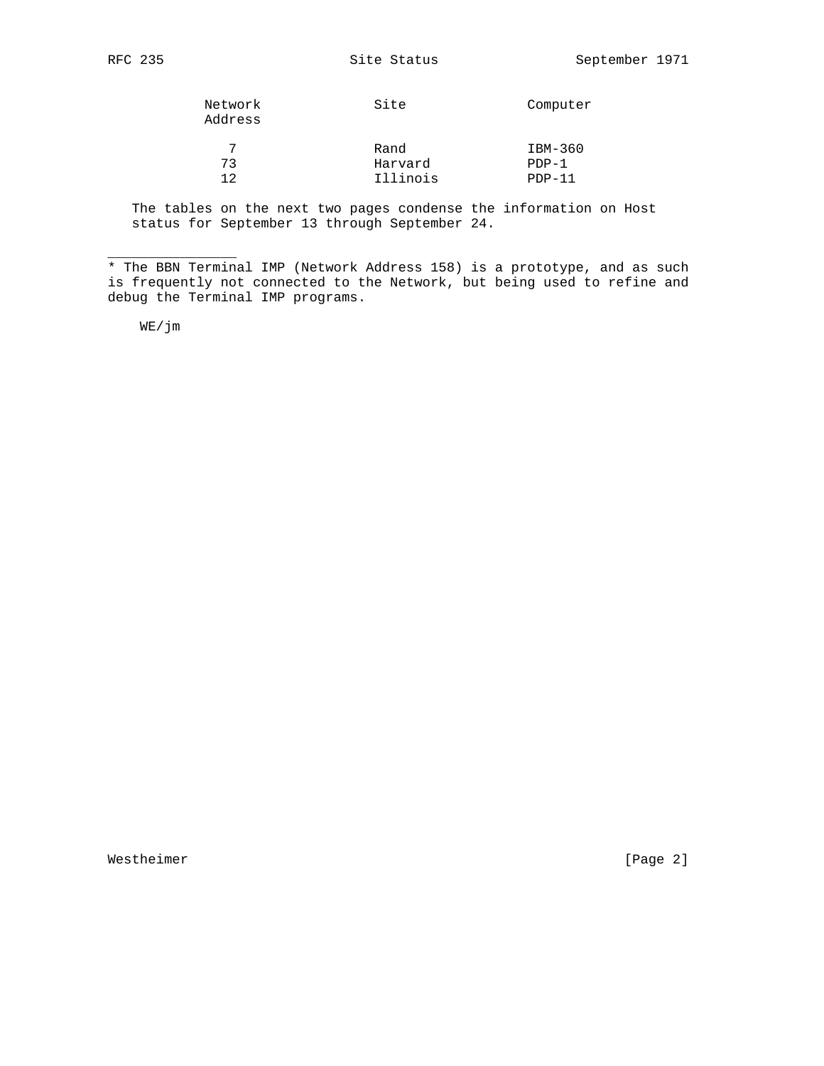| Network Address | Site | Computer |
|---|---|---|
| 7 | Rand | IBM-360 |
| 73 | Harvard | PDP-1 |
| 12 | Illinois | PDP-11 |

The tables on the next two pages condense the information on Host status for September 13 through September 24.

_______________

* The BBN Terminal IMP (Network Address 158) is a prototype, and as such is frequently not connected to the Network, but being used to refine and debug the Terminal IMP programs.

WE/jm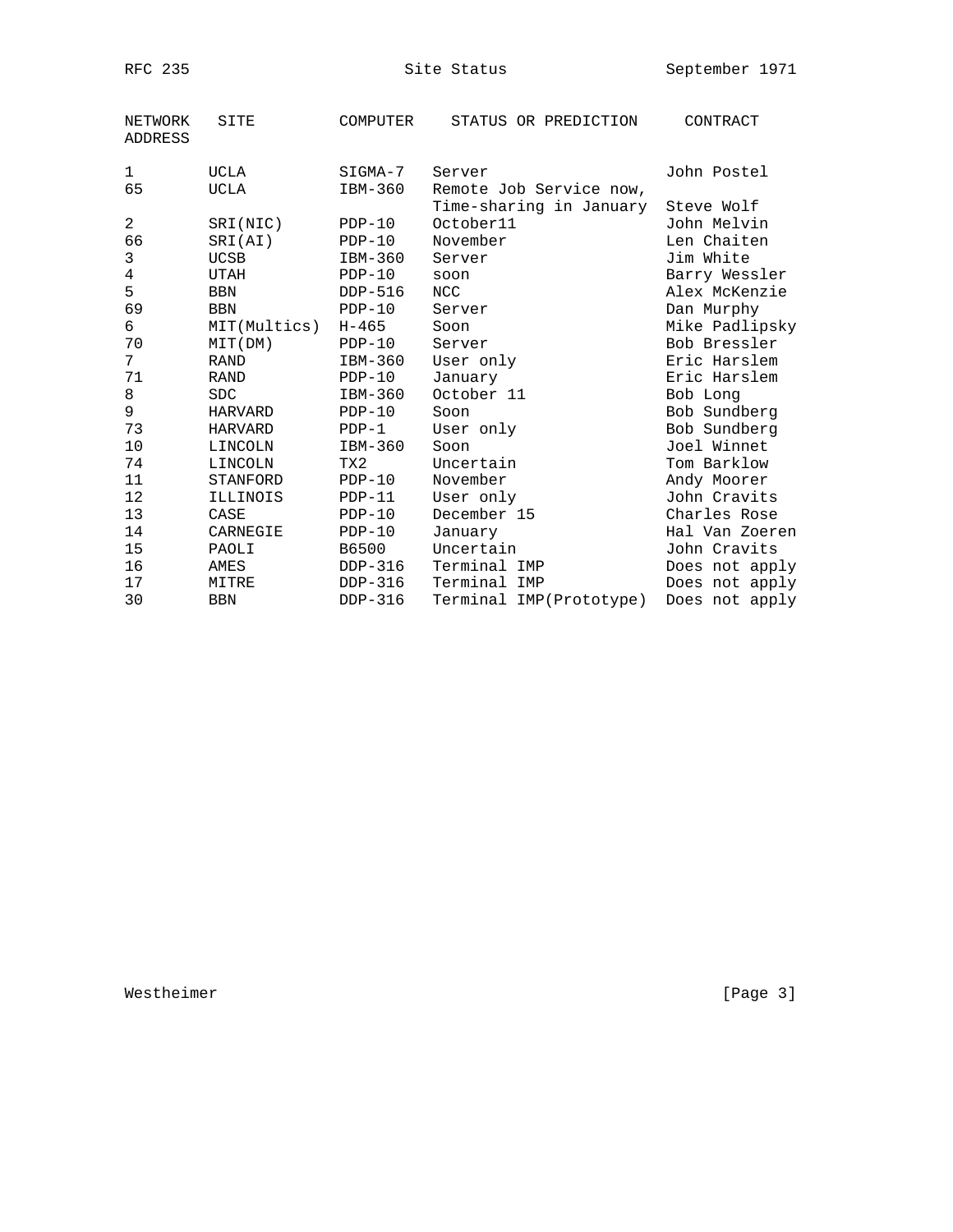| NETWORK ADDRESS | SITE | COMPUTER | STATUS OR PREDICTION | CONTRACT |
|---|---|---|---|---|
| 1 | UCLA | SIGMA-7 | Server | John Postel |
| 65 | UCLA | IBM-360 | Remote Job Service now, Time-sharing in January | Steve Wolf |
| 2 | SRI(NIC) | PDP-10 | October11 | John Melvin |
| 66 | SRI(AI) | PDP-10 | November | Len Chaiten |
| 3 | UCSB | IBM-360 | Server | Jim White |
| 4 | UTAH | PDP-10 | soon | Barry Wessler |
| 5 | BBN | DDP-516 | NCC | Alex McKenzie |
| 69 | BBN | PDP-10 | Server | Dan Murphy |
| 6 | MIT(Multics) | H-465 | Soon | Mike Padlipsky |
| 70 | MIT(DM) | PDP-10 | Server | Bob Bressler |
| 7 | RAND | IBM-360 | User only | Eric Harslem |
| 71 | RAND | PDP-10 | January | Eric Harslem |
| 8 | SDC | IBM-360 | October 11 | Bob Long |
| 9 | HARVARD | PDP-10 | Soon | Bob Sundberg |
| 73 | HARVARD | PDP-1 | User only | Bob Sundberg |
| 10 | LINCOLN | IBM-360 | Soon | Joel Winnet |
| 74 | LINCOLN | TX2 | Uncertain | Tom Barklow |
| 11 | STANFORD | PDP-10 | November | Andy Moorer |
| 12 | ILLINOIS | PDP-11 | User only | John Cravits |
| 13 | CASE | PDP-10 | December 15 | Charles Rose |
| 14 | CARNEGIE | PDP-10 | January | Hal Van Zoeren |
| 15 | PAOLI | B6500 | Uncertain | John Cravits |
| 16 | AMES | DDP-316 | Terminal IMP | Does not apply |
| 17 | MITRE | DDP-316 | Terminal IMP | Does not apply |
| 30 | BBN | DDP-316 | Terminal IMP(Prototype) | Does not apply |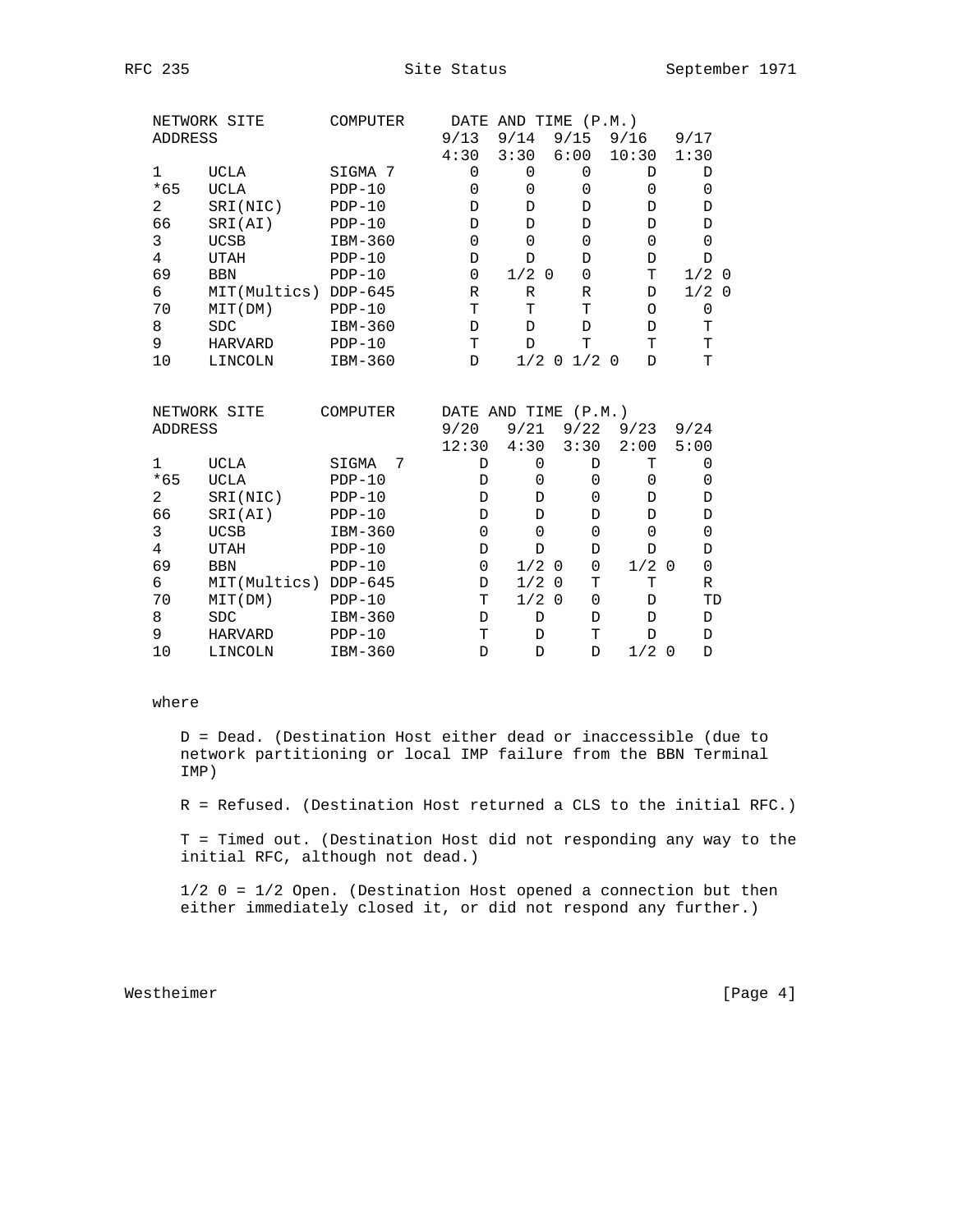| NETWORK SITE ADDRESS | | COMPUTER | DATE AND TIME (P.M.) 9/13 4:30 | 9/14 3:30 | 9/15 6:00 | 9/16 10:30 | 9/17 1:30 |
|---|---|---|---|---|---|---|---|
| 1 | UCLA | SIGMA 7 | 0 | 0 | 0 | D | D |
| *65 | UCLA | PDP-10 | 0 | 0 | 0 | 0 | 0 |
| 2 | SRI(NIC) | PDP-10 | D | D | D | D | D |
| 66 | SRI(AI) | PDP-10 | D | D | D | D | D |
| 3 | UCSB | IBM-360 | 0 | 0 | 0 | 0 | 0 |
| 4 | UTAH | PDP-10 | D | D | D | D | D |
| 69 | BBN | PDP-10 | 0 | 1/2 0 | 0 | T | 1/2 0 |
| 6 | MIT(Multics) | DDP-645 | R | R | R | D | 1/2 0 |
| 70 | MIT(DM) | PDP-10 | T | T | T | O | 0 |
| 8 | SDC | IBM-360 | D | D | D | D | T |
| 9 | HARVARD | PDP-10 | T | D | T | T | T |
| 10 | LINCOLN | IBM-360 | D | 1/2 0 | 1/2 0 | D | T |

| NETWORK SITE ADDRESS | | COMPUTER | DATE AND TIME (P.M.) 9/20 12:30 | 9/21 4:30 | 9/22 3:30 | 9/23 2:00 | 9/24 5:00 |
|---|---|---|---|---|---|---|---|
| 1 | UCLA | SIGMA 7 | D | 0 | D | T | 0 |
| *65 | UCLA | PDP-10 | D | 0 | 0 | 0 | 0 |
| 2 | SRI(NIC) | PDP-10 | D | D | 0 | D | D |
| 66 | SRI(AI) | PDP-10 | D | D | D | D | D |
| 3 | UCSB | IBM-360 | 0 | 0 | 0 | 0 | 0 |
| 4 | UTAH | PDP-10 | D | D | D | D | D |
| 69 | BBN | PDP-10 | 0 | 1/2 0 | 0 | 1/2 0 | 0 |
| 6 | MIT(Multics) | DDP-645 | D | 1/2 0 | T | T | R |
| 70 | MIT(DM) | PDP-10 | T | 1/2 0 | 0 | D | TD |
| 8 | SDC | IBM-360 | D | D | D | D | D |
| 9 | HARVARD | PDP-10 | T | D | T | D | D |
| 10 | LINCOLN | IBM-360 | D | D | D | 1/2 0 | D |

where

D = Dead. (Destination Host either dead or inaccessible (due to network partitioning or local IMP failure from the BBN Terminal IMP)

R = Refused. (Destination Host returned a CLS to the initial RFC.)

T = Timed out. (Destination Host did not responding any way to the initial RFC, although not dead.)

1/2 0 = 1/2 Open. (Destination Host opened a connection but then either immediately closed it, or did not respond any further.)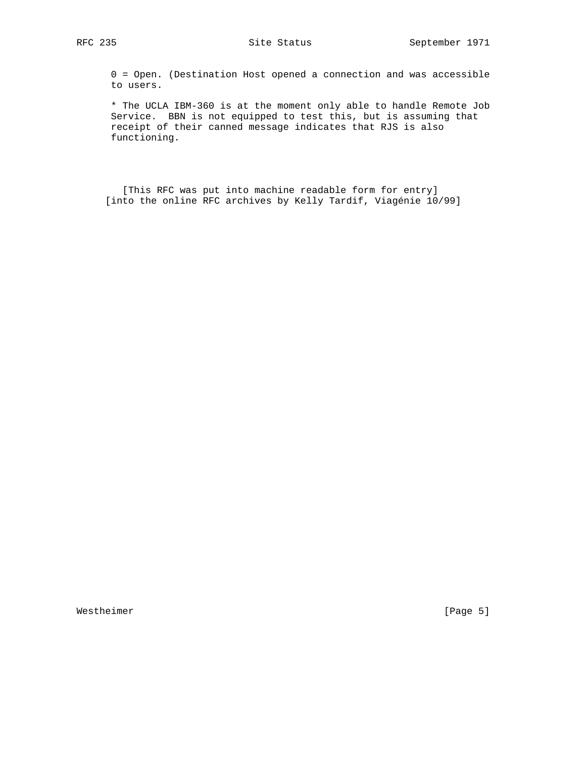0 = Open. (Destination Host opened a connection and was accessible to users.

* The UCLA IBM-360 is at the moment only able to handle Remote Job Service.  BBN is not equipped to test this, but is assuming that receipt of their canned message indicates that RJS is also functioning.

[This RFC was put into machine readable form for entry]
[into the online RFC archives by Kelly Tardif, Viagénie 10/99]